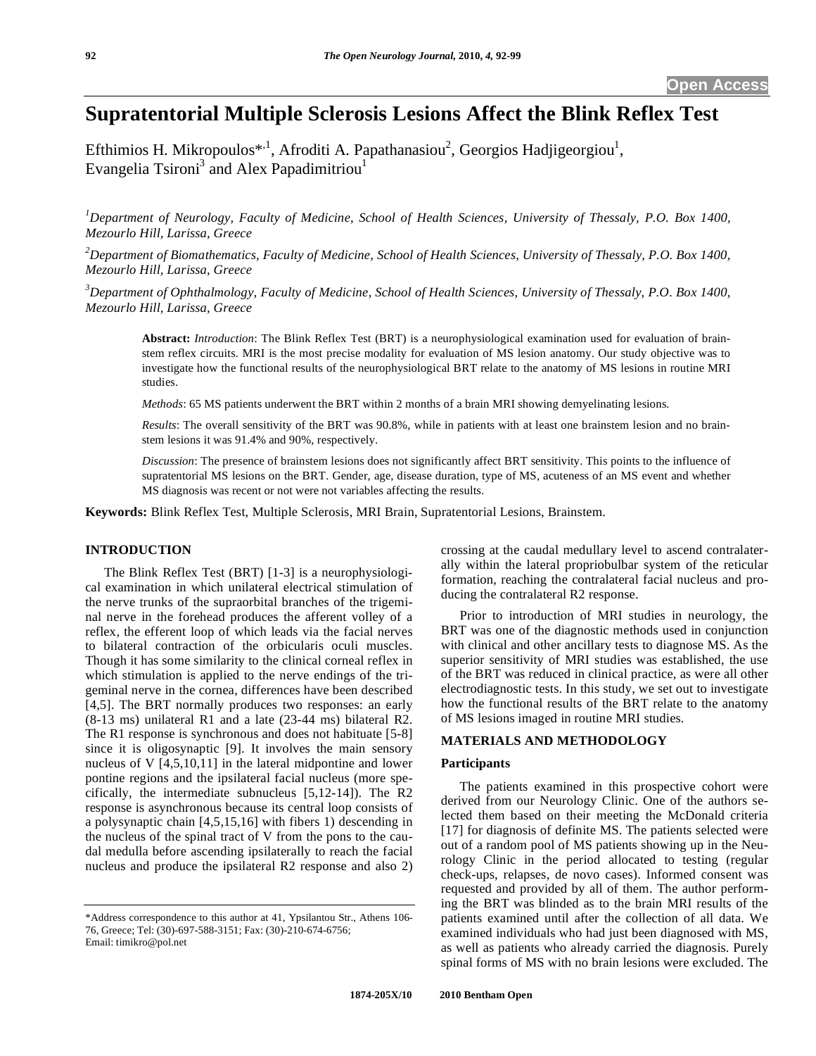Open Access

# Supratentorial Multiple Sclerosis Lesions Affect the Blink Reflex Test

Efthimios H. Mikropoulos*[,1], Afroditi A. Papathanasiou[2], Georgios Hadjigeorgiou[1], Evangelia Tsironi[3] and Alex Papadimitriou[1]

[1]*Department of Neurology, Faculty of Medicine, School of Health Sciences, University of Thessaly, P.O. Box 1400, Mezourlo Hill, Larissa, Greece*

[2]*Department of Biomathematics, Faculty of Medicine, School of Health Sciences, University of Thessaly, P.O. Box 1400, Mezourlo Hill, Larissa, Greece*

[3]*Department of Ophthalmology, Faculty of Medicine, School of Health Sciences, University of Thessaly, P.O. Box 1400, Mezourlo Hill, Larissa, Greece*

**Abstract:** *Introduction*: The Blink Reflex Test (BRT) is a neurophysiological examination used for evaluation of brainstem reflex circuits. MRI is the most precise modality for evaluation of MS lesion anatomy. Our study objective was to investigate how the functional results of the neurophysiological BRT relate to the anatomy of MS lesions in routine MRI studies.

*Methods*: 65 MS patients underwent the BRT within 2 months of a brain MRI showing demyelinating lesions.

*Results*: The overall sensitivity of the BRT was 90.8%, while in patients with at least one brainstem lesion and no brainstem lesions it was 91.4% and 90%, respectively.

*Discussion*: The presence of brainstem lesions does not significantly affect BRT sensitivity. This points to the influence of supratentorial MS lesions on the BRT. Gender, age, disease duration, type of MS, acuteness of an MS event and whether MS diagnosis was recent or not were not variables affecting the results.

**Keywords:** Blink Reflex Test, Multiple Sclerosis, MRI Brain, Supratentorial Lesions, Brainstem.

## INTRODUCTION

The Blink Reflex Test (BRT) [1-3] is a neurophysiological examination in which unilateral electrical stimulation of the nerve trunks of the supraorbital branches of the trigeminal nerve in the forehead produces the afferent volley of a reflex, the efferent loop of which leads via the facial nerves to bilateral contraction of the orbicularis oculi muscles. Though it has some similarity to the clinical corneal reflex in which stimulation is applied to the nerve endings of the trigeminal nerve in the cornea, differences have been described [4,5]. The BRT normally produces two responses: an early (8-13 ms) unilateral R1 and a late (23-44 ms) bilateral R2. The R1 response is synchronous and does not habituate [5-8] since it is oligosynaptic [9]. It involves the main sensory nucleus of V [4,5,10,11] in the lateral midpontine and lower pontine regions and the ipsilateral facial nucleus (more specifically, the intermediate subnucleus [5,12-14]). The R2 response is asynchronous because its central loop consists of a polysynaptic chain [4,5,15,16] with fibers 1) descending in the nucleus of the spinal tract of V from the pons to the caudal medulla before ascending ipsilaterally to reach the facial nucleus and produce the ipsilateral R2 response and also 2) crossing at the caudal medullary level to ascend contralaterally within the lateral propriobulbar system of the reticular formation, reaching the contralateral facial nucleus and producing the contralateral R2 response.

Prior to introduction of MRI studies in neurology, the BRT was one of the diagnostic methods used in conjunction with clinical and other ancillary tests to diagnose MS. As the superior sensitivity of MRI studies was established, the use of the BRT was reduced in clinical practice, as were all other electrodiagnostic tests. In this study, we set out to investigate how the functional results of the BRT relate to the anatomy of MS lesions imaged in routine MRI studies.

## MATERIALS AND METHODOLOGY

### Participants

The patients examined in this prospective cohort were derived from our Neurology Clinic. One of the authors selected them based on their meeting the McDonald criteria [17] for diagnosis of definite MS. The patients selected were out of a random pool of MS patients showing up in the Neurology Clinic in the period allocated to testing (regular check-ups, relapses, de novo cases). Informed consent was requested and provided by all of them. The author performing the BRT was blinded as to the brain MRI results of the patients examined until after the collection of all data. We examined individuals who had just been diagnosed with MS, as well as patients who already carried the diagnosis. Purely spinal forms of MS with no brain lesions were excluded. The

*Address correspondence to this author at 41, Ypsilantou Str., Athens 106-76, Greece; Tel: (30)-697-588-3151; Fax: (30)-210-674-6756; Email: timikro@pol.net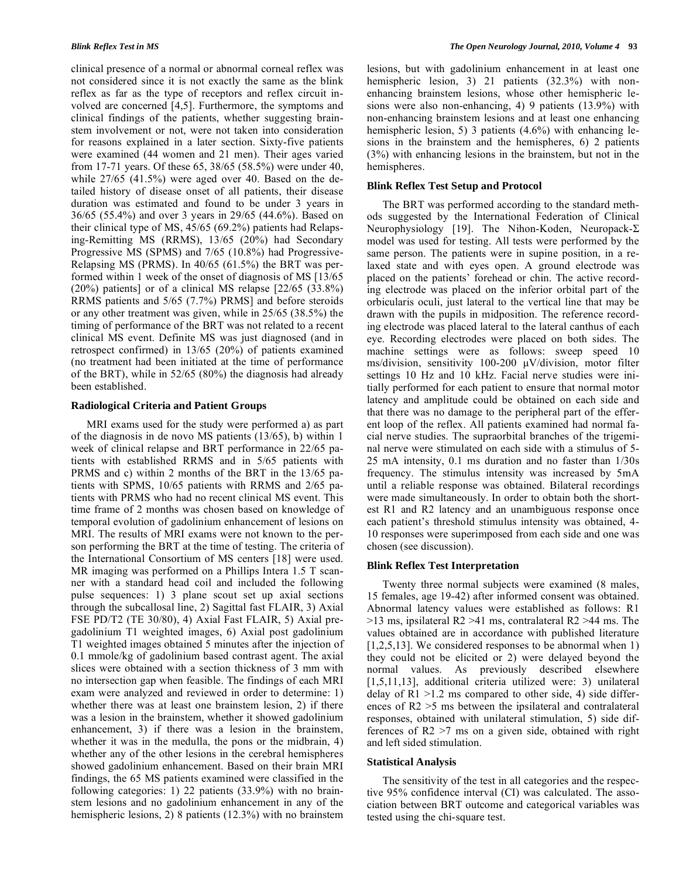clinical presence of a normal or abnormal corneal reflex was not considered since it is not exactly the same as the blink reflex as far as the type of receptors and reflex circuit involved are concerned [4,5]. Furthermore, the symptoms and clinical findings of the patients, whether suggesting brainstem involvement or not, were not taken into consideration for reasons explained in a later section. Sixty-five patients were examined (44 women and 21 men). Their ages varied from 17-71 years. Of these 65, 38/65 (58.5%) were under 40, while 27/65 (41.5%) were aged over 40. Based on the detailed history of disease onset of all patients, their disease duration was estimated and found to be under 3 years in 36/65 (55.4%) and over 3 years in 29/65 (44.6%). Based on their clinical type of MS, 45/65 (69.2%) patients had Relapsing-Remitting MS (RRMS), 13/65 (20%) had Secondary Progressive MS (SPMS) and 7/65 (10.8%) had Progressive-Relapsing MS (PRMS). In 40/65 (61.5%) the BRT was performed within 1 week of the onset of diagnosis of MS [13/65 (20%) patients] or of a clinical MS relapse [22/65 (33.8%) RRMS patients and 5/65 (7.7%) PRMS] and before steroids or any other treatment was given, while in 25/65 (38.5%) the timing of performance of the BRT was not related to a recent clinical MS event. Definite MS was just diagnosed (and in retrospect confirmed) in 13/65 (20%) of patients examined (no treatment had been initiated at the time of performance of the BRT), while in 52/65 (80%) the diagnosis had already been established.

### Radiological Criteria and Patient Groups

MRI exams used for the study were performed a) as part of the diagnosis in de novo MS patients (13/65), b) within 1 week of clinical relapse and BRT performance in 22/65 patients with established RRMS and in 5/65 patients with PRMS and c) within 2 months of the BRT in the 13/65 patients with SPMS, 10/65 patients with RRMS and 2/65 patients with PRMS who had no recent clinical MS event. This time frame of 2 months was chosen based on knowledge of temporal evolution of gadolinium enhancement of lesions on MRI. The results of MRI exams were not known to the person performing the BRT at the time of testing. The criteria of the International Consortium of MS centers [18] were used. MR imaging was performed on a Phillips Intera 1.5 T scanner with a standard head coil and included the following pulse sequences: 1) 3 plane scout set up axial sections through the subcallosal line, 2) Sagittal fast FLAIR, 3) Axial FSE PD/T2 (TE 30/80), 4) Axial Fast FLAIR, 5) Axial pre-gadolinium T1 weighted images, 6) Axial post gadolinium T1 weighted images obtained 5 minutes after the injection of 0.1 mmole/kg of gadolinium based contrast agent. The axial slices were obtained with a section thickness of 3 mm with no intersection gap when feasible. The findings of each MRI exam were analyzed and reviewed in order to determine: 1) whether there was at least one brainstem lesion, 2) if there was a lesion in the brainstem, whether it showed gadolinium enhancement, 3) if there was a lesion in the brainstem, whether it was in the medulla, the pons or the midbrain, 4) whether any of the other lesions in the cerebral hemispheres showed gadolinium enhancement. Based on their brain MRI findings, the 65 MS patients examined were classified in the following categories: 1) 22 patients (33.9%) with no brainstem lesions and no gadolinium enhancement in any of the hemispheric lesions, 2) 8 patients (12.3%) with no brainstem lesions, but with gadolinium enhancement in at least one hemispheric lesion, 3) 21 patients (32.3%) with non-enhancing brainstem lesions, whose other hemispheric lesions were also non-enhancing, 4) 9 patients (13.9%) with non-enhancing brainstem lesions and at least one enhancing hemispheric lesion, 5) 3 patients (4.6%) with enhancing lesions in the brainstem and the hemispheres, 6) 2 patients (3%) with enhancing lesions in the brainstem, but not in the hemispheres.

### Blink Reflex Test Setup and Protocol

The BRT was performed according to the standard methods suggested by the International Federation of Clinical Neurophysiology [19]. The Nihon-Koden, Neuropack-Σ model was used for testing. All tests were performed by the same person. The patients were in supine position, in a relaxed state and with eyes open. A ground electrode was placed on the patients' forehead or chin. The active recording electrode was placed on the inferior orbital part of the orbicularis oculi, just lateral to the vertical line that may be drawn with the pupils in midposition. The reference recording electrode was placed lateral to the lateral canthus of each eye. Recording electrodes were placed on both sides. The machine settings were as follows: sweep speed 10 ms/division, sensitivity 100-200 μV/division, motor filter settings 10 Hz and 10 kHz. Facial nerve studies were initially performed for each patient to ensure that normal motor latency and amplitude could be obtained on each side and that there was no damage to the peripheral part of the efferent loop of the reflex. All patients examined had normal facial nerve studies. The supraorbital branches of the trigeminal nerve were stimulated on each side with a stimulus of 5-25 mA intensity, 0.1 ms duration and no faster than 1/30s frequency. The stimulus intensity was increased by 5mA until a reliable response was obtained. Bilateral recordings were made simultaneously. In order to obtain both the shortest R1 and R2 latency and an unambiguous response once each patient's threshold stimulus intensity was obtained, 4-10 responses were superimposed from each side and one was chosen (see discussion).

### Blink Reflex Test Interpretation

Twenty three normal subjects were examined (8 males, 15 females, age 19-42) after informed consent was obtained. Abnormal latency values were established as follows: R1 >13 ms, ipsilateral R2 >41 ms, contralateral R2 >44 ms. The values obtained are in accordance with published literature [1,2,5,13]. We considered responses to be abnormal when 1) they could not be elicited or 2) were delayed beyond the normal values. As previously described elsewhere [1,5,11,13], additional criteria utilized were: 3) unilateral delay of R1 >1.2 ms compared to other side, 4) side differences of R2 >5 ms between the ipsilateral and contralateral responses, obtained with unilateral stimulation, 5) side differences of R2 >7 ms on a given side, obtained with right and left sided stimulation.

### Statistical Analysis

The sensitivity of the test in all categories and the respective 95% confidence interval (CI) was calculated. The association between BRT outcome and categorical variables was tested using the chi-square test.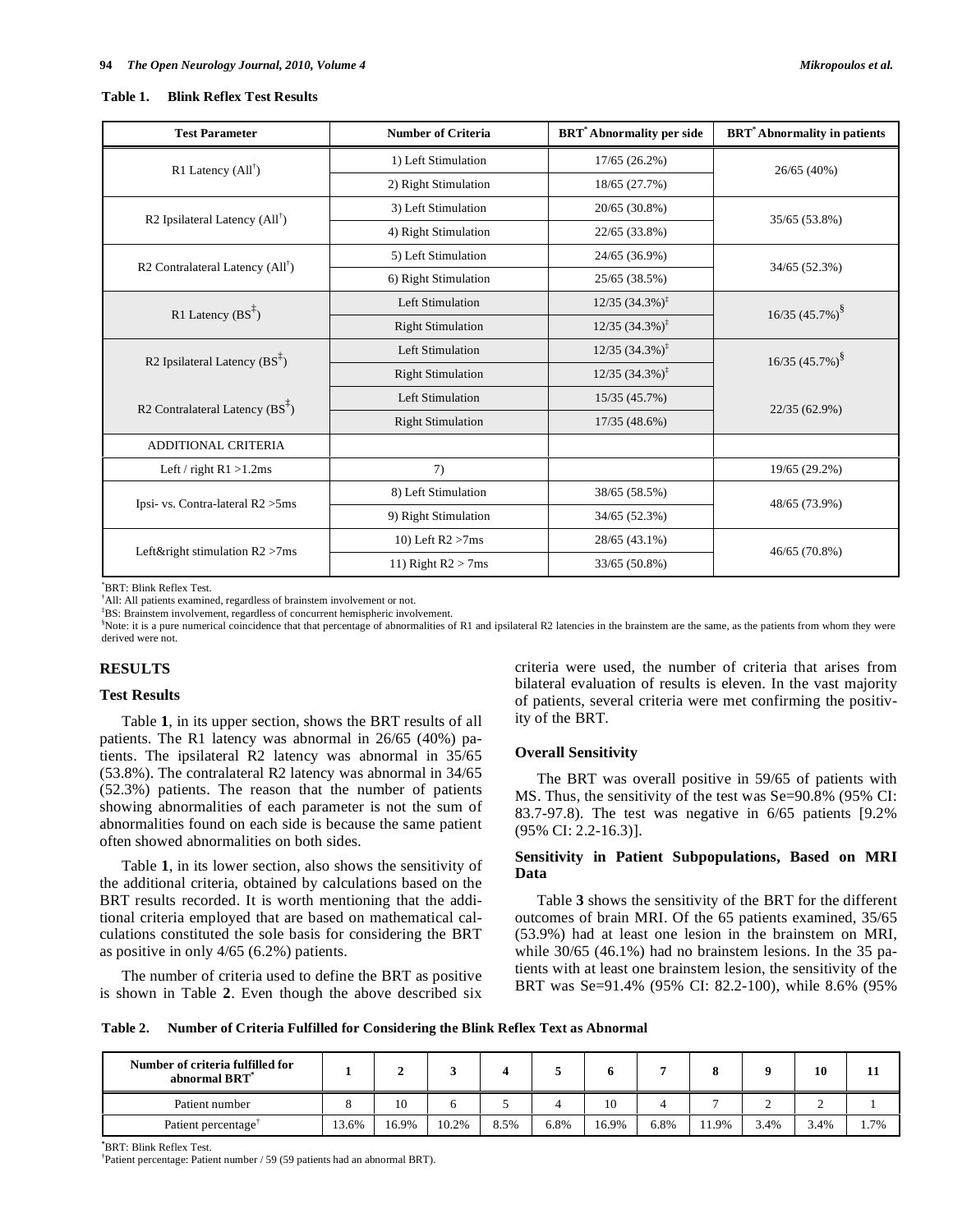**Table 1. Blink Reflex Test Results**

| Test Parameter | Number of Criteria | BRT* Abnormality per side | BRT* Abnormality in patients |
|---|---|---|---|
| R1 Latency (All†) | 1) Left Stimulation | 17/65 (26.2%) | 26/65 (40%) |
| | 2) Right Stimulation | 18/65 (27.7%) | |
| R2 Ipsilateral Latency (All†) | 3) Left Stimulation | 20/65 (30.8%) | 35/65 (53.8%) |
| | 4) Right Stimulation | 22/65 (33.8%) | |
| R2 Contralateral Latency (All†) | 5) Left Stimulation | 24/65 (36.9%) | 34/65 (52.3%) |
| | 6) Right Stimulation | 25/65 (38.5%) | |
| R1 Latency (BS‡) | Left Stimulation | 12/35 (34.3%)‡ | 16/35 (45.7%)§ |
| | Right Stimulation | 12/35 (34.3%)‡ | |
| R2 Ipsilateral Latency (BS‡) | Left Stimulation | 12/35 (34.3%)‡ | 16/35 (45.7%)§ |
| | Right Stimulation | 12/35 (34.3%)‡ | |
| R2 Contralateral Latency (BS‡) | Left Stimulation | 15/35 (45.7%) | 22/35 (62.9%) |
| | Right Stimulation | 17/35 (48.6%) | |
| ADDITIONAL CRITERIA | | | |
| Left / right R1 >1.2ms | 7) | | 19/65 (29.2%) |
| Ipsi- vs. Contra-lateral R2 >5ms | 8) Left Stimulation | 38/65 (58.5%) | 48/65 (73.9%) |
| | 9) Right Stimulation | 34/65 (52.3%) | |
| Left&right stimulation R2 >7ms | 10) Left R2 >7ms | 28/65 (43.1%) | 46/65 (70.8%) |
| | 11) Right R2 > 7ms | 33/65 (50.8%) | |

*BRT: Blink Reflex Test.
†All: All patients examined, regardless of brainstem involvement or not.
‡BS: Brainstem involvement, regardless of concurrent hemispheric involvement.
§Note: it is a pure numerical coincidence that that percentage of abnormalities of R1 and ipsilateral R2 latencies in the brainstem are the same, as the patients from whom they were derived were not.

## RESULTS

### Test Results

Table **1**, in its upper section, shows the BRT results of all patients. The R1 latency was abnormal in 26/65 (40%) patients. The ipsilateral R2 latency was abnormal in 35/65 (53.8%). The contralateral R2 latency was abnormal in 34/65 (52.3%) patients. The reason that the number of patients showing abnormalities of each parameter is not the sum of abnormalities found on each side is because the same patient often showed abnormalities on both sides.

Table **1**, in its lower section, also shows the sensitivity of the additional criteria, obtained by calculations based on the BRT results recorded. It is worth mentioning that the additional criteria employed that are based on mathematical calculations constituted the sole basis for considering the BRT as positive in only 4/65 (6.2%) patients.

The number of criteria used to define the BRT as positive is shown in Table **2**. Even though the above described six criteria were used, the number of criteria that arises from bilateral evaluation of results is eleven. In the vast majority of patients, several criteria were met confirming the positivity of the BRT.

### Overall Sensitivity

The BRT was overall positive in 59/65 of patients with MS. Thus, the sensitivity of the test was Se=90.8% (95% CI: 83.7-97.8). The test was negative in 6/65 patients [9.2% (95% CI: 2.2-16.3)].

### Sensitivity in Patient Subpopulations, Based on MRI Data

Table **3** shows the sensitivity of the BRT for the different outcomes of brain MRI. Of the 65 patients examined, 35/65 (53.9%) had at least one lesion in the brainstem on MRI, while 30/65 (46.1%) had no brainstem lesions. In the 35 patients with at least one brainstem lesion, the sensitivity of the BRT was Se=91.4% (95% CI: 82.2-100), while 8.6% (95%

**Table 2. Number of Criteria Fulfilled for Considering the Blink Reflex Text as Abnormal**

| Number of criteria fulfilled for abnormal BRT* | 1 | 2 | 3 | 4 | 5 | 6 | 7 | 8 | 9 | 10 | 11 |
|---|---|---|---|---|---|---|---|---|---|---|---|
| Patient number | 8 | 10 | 6 | 5 | 4 | 10 | 4 | 7 | 2 | 2 | 1 |
| Patient percentage† | 13.6% | 16.9% | 10.2% | 8.5% | 6.8% | 16.9% | 6.8% | 11.9% | 3.4% | 3.4% | 1.7% |

*BRT: Blink Reflex Test.
†Patient percentage: Patient number / 59 (59 patients had an abnormal BRT).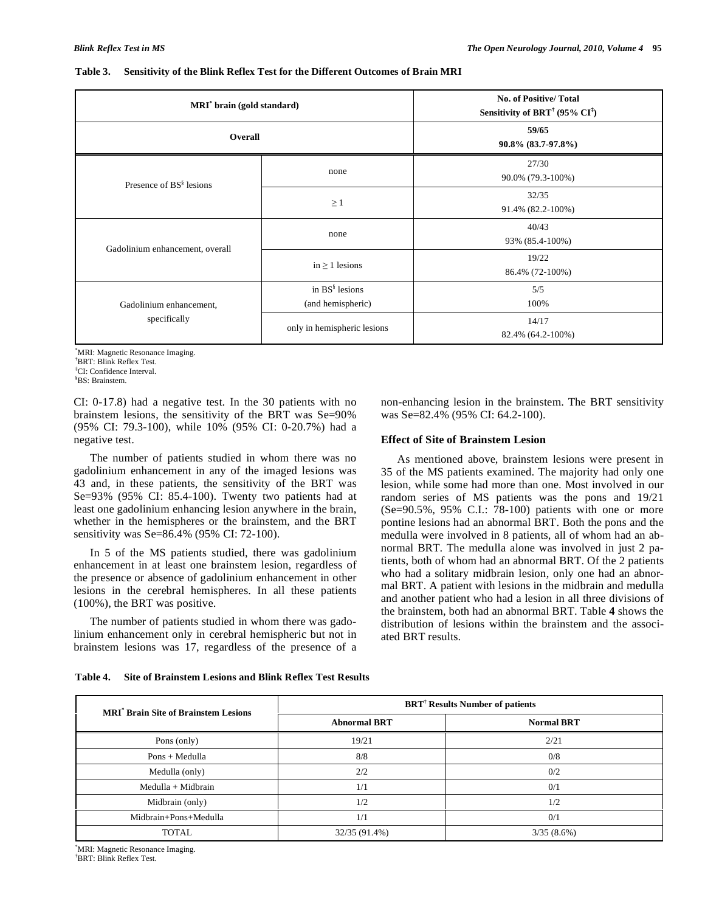**Table 3. Sensitivity of the Blink Reflex Test for the Different Outcomes of Brain MRI**

| MRI* brain (gold standard) | | No. of Positive/ Total Sensitivity of BRT† (95% CI‡) |
|---|---|---|
| Overall | | 59/65 90.8% (83.7-97.8%) |
| Presence of BS§ lesions | none | 27/30 90.0% (79.3-100%) |
| | ≥ 1 | 32/35 91.4% (82.2-100%) |
| Gadolinium enhancement, overall | none | 40/43 93% (85.4-100%) |
| | in ≥ 1 lesions | 19/22 86.4% (72-100%) |
| Gadolinium enhancement, specifically | in BS§ lesions (and hemispheric) | 5/5 100% |
| | only in hemispheric lesions | 14/17 82.4% (64.2-100%) |

*MRI: Magnetic Resonance Imaging.
†BRT: Blink Reflex Test.
‡CI: Confidence Interval.
§BS: Brainstem.

CI: 0-17.8) had a negative test. In the 30 patients with no brainstem lesions, the sensitivity of the BRT was Se=90% (95% CI: 79.3-100), while 10% (95% CI: 0-20.7%) had a negative test.

The number of patients studied in whom there was no gadolinium enhancement in any of the imaged lesions was 43 and, in these patients, the sensitivity of the BRT was Se=93% (95% CI: 85.4-100). Twenty two patients had at least one gadolinium enhancing lesion anywhere in the brain, whether in the hemispheres or the brainstem, and the BRT sensitivity was Se=86.4% (95% CI: 72-100).

In 5 of the MS patients studied, there was gadolinium enhancement in at least one brainstem lesion, regardless of the presence or absence of gadolinium enhancement in other lesions in the cerebral hemispheres. In all these patients (100%), the BRT was positive.

The number of patients studied in whom there was gadolinium enhancement only in cerebral hemispheric but not in brainstem lesions was 17, regardless of the presence of a non-enhancing lesion in the brainstem. The BRT sensitivity was Se=82.4% (95% CI: 64.2-100).

### Effect of Site of Brainstem Lesion

As mentioned above, brainstem lesions were present in 35 of the MS patients examined. The majority had only one lesion, while some had more than one. Most involved in our random series of MS patients was the pons and 19/21 (Se=90.5%, 95% C.I.: 78-100) patients with one or more pontine lesions had an abnormal BRT. Both the pons and the medulla were involved in 8 patients, all of whom had an abnormal BRT. The medulla alone was involved in just 2 patients, both of whom had an abnormal BRT. Of the 2 patients who had a solitary midbrain lesion, only one had an abnormal BRT. A patient with lesions in the midbrain and medulla and another patient who had a lesion in all three divisions of the brainstem, both had an abnormal BRT. Table **4** shows the distribution of lesions within the brainstem and the associated BRT results.

**Table 4. Site of Brainstem Lesions and Blink Reflex Test Results**

| MRI* Brain Site of Brainstem Lesions | BRT† Results Number of patients | |
|---|---|---|
| | Abnormal BRT | Normal BRT |
| Pons (only) | 19/21 | 2/21 |
| Pons + Medulla | 8/8 | 0/8 |
| Medulla (only) | 2/2 | 0/2 |
| Medulla + Midbrain | 1/1 | 0/1 |
| Midbrain (only) | 1/2 | 1/2 |
| Midbrain+Pons+Medulla | 1/1 | 0/1 |
| TOTAL | 32/35 (91.4%) | 3/35 (8.6%) |

*MRI: Magnetic Resonance Imaging.
†BRT: Blink Reflex Test.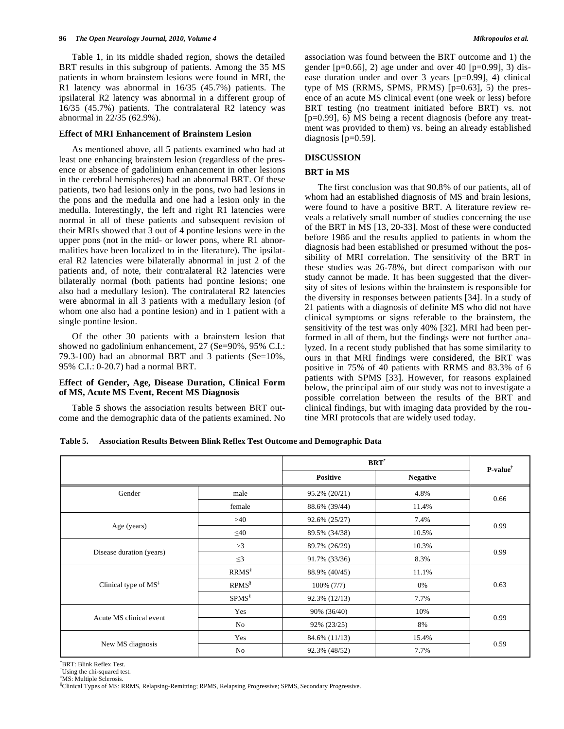Table **1**, in its middle shaded region, shows the detailed BRT results in this subgroup of patients. Among the 35 MS patients in whom brainstem lesions were found in MRI, the R1 latency was abnormal in 16/35 (45.7%) patients. The ipsilateral R2 latency was abnormal in a different group of 16/35 (45.7%) patients. The contralateral R2 latency was abnormal in 22/35 (62.9%).

### Effect of MRI Enhancement of Brainstem Lesion

As mentioned above, all 5 patients examined who had at least one enhancing brainstem lesion (regardless of the presence or absence of gadolinium enhancement in other lesions in the cerebral hemispheres) had an abnormal BRT. Of these patients, two had lesions only in the pons, two had lesions in the pons and the medulla and one had a lesion only in the medulla. Interestingly, the left and right R1 latencies were normal in all of these patients and subsequent revision of their MRIs showed that 3 out of 4 pontine lesions were in the upper pons (not in the mid- or lower pons, where R1 abnormalities have been localized to in the literature). The ipsilateral R2 latencies were bilaterally abnormal in just 2 of the patients and, of note, their contralateral R2 latencies were bilaterally normal (both patients had pontine lesions; one also had a medullary lesion). The contralateral R2 latencies were abnormal in all 3 patients with a medullary lesion (of whom one also had a pontine lesion) and in 1 patient with a single pontine lesion.

Of the other 30 patients with a brainstem lesion that showed no gadolinium enhancement, 27 (Se=90%, 95% C.I.: 79.3-100) had an abnormal BRT and 3 patients (Se=10%, 95% C.I.: 0-20.7) had a normal BRT.

### Effect of Gender, Age, Disease Duration, Clinical Form of MS, Acute MS Event, Recent MS Diagnosis

Table **5** shows the association results between BRT outcome and the demographic data of the patients examined. No association was found between the BRT outcome and 1) the gender [p=0.66], 2) age under and over 40 [p=0.99], 3) disease duration under and over 3 years [p=0.99], 4) clinical type of MS (RRMS, SPMS, PRMS) [p=0.63], 5) the presence of an acute MS clinical event (one week or less) before BRT testing (no treatment initiated before BRT) vs. not [p=0.99], 6) MS being a recent diagnosis (before any treatment was provided to them) vs. being an already established diagnosis [p=0.59].

## DISCUSSION

### BRT in MS

The first conclusion was that 90.8% of our patients, all of whom had an established diagnosis of MS and brain lesions, were found to have a positive BRT. A literature review reveals a relatively small number of studies concerning the use of the BRT in MS [13, 20-33]. Most of these were conducted before 1986 and the results applied to patients in whom the diagnosis had been established or presumed without the possibility of MRI correlation. The sensitivity of the BRT in these studies was 26-78%, but direct comparison with our study cannot be made. It has been suggested that the diversity of sites of lesions within the brainstem is responsible for the diversity in responses between patients [34]. In a study of 21 patients with a diagnosis of definite MS who did not have clinical symptoms or signs referable to the brainstem, the sensitivity of the test was only 40% [32]. MRI had been performed in all of them, but the findings were not further analyzed. In a recent study published that has some similarity to ours in that MRI findings were considered, the BRT was positive in 75% of 40 patients with RRMS and 83.3% of 6 patients with SPMS [33]. However, for reasons explained below, the principal aim of our study was not to investigate a possible correlation between the results of the BRT and clinical findings, but with imaging data provided by the routine MRI protocols that are widely used today.

**Table 5. Association Results Between Blink Reflex Test Outcome and Demographic Data**

| | | BRT* | | P-value† |
|---|---|---|---|---|
| | | **Positive** | **Negative** | |
| Gender | male | 95.2% (20/21) | 4.8% | 0.66 |
| | female | 88.6% (39/44) | 11.4% | |
| Age (years) | >40 | 92.6% (25/27) | 7.4% | 0.99 |
| | ≤40 | 89.5% (34/38) | 10.5% | |
| Disease duration (years) | >3 | 89.7% (26/29) | 10.3% | 0.99 |
| | ≤3 | 91.7% (33/36) | 8.3% | |
| Clinical type of MS‡ | RRMS§ | 88.9% (40/45) | 11.1% | 0.63 |
| | RPMS§ | 100% (7/7) | 0% | |
| | SPMS§ | 92.3% (12/13) | 7.7% | |
| Acute MS clinical event | Yes | 90% (36/40) | 10% | 0.99 |
| | No | 92% (23/25) | 8% | |
| New MS diagnosis | Yes | 84.6% (11/13) | 15.4% | 0.59 |
| | No | 92.3% (48/52) | 7.7% | |

*BRT: Blink Reflex Test.
†Using the chi-squared test.
‡MS: Multiple Sclerosis.
§Clinical Types of MS: RRMS, Relapsing-Remitting; RPMS, Relapsing Progressive; SPMS, Secondary Progressive.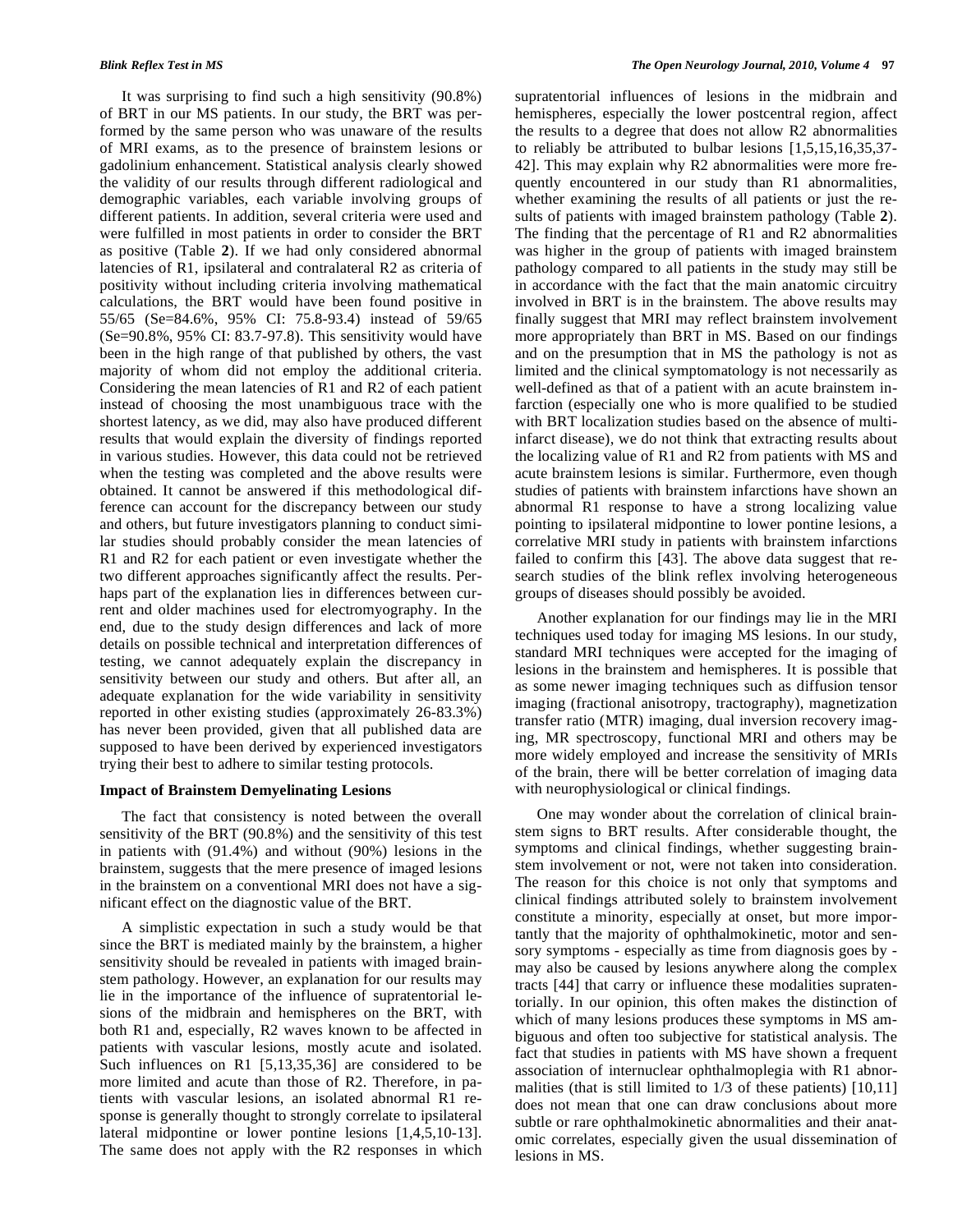It was surprising to find such a high sensitivity (90.8%) of BRT in our MS patients. In our study, the BRT was performed by the same person who was unaware of the results of MRI exams, as to the presence of brainstem lesions or gadolinium enhancement. Statistical analysis clearly showed the validity of our results through different radiological and demographic variables, each variable involving groups of different patients. In addition, several criteria were used and were fulfilled in most patients in order to consider the BRT as positive (Table **2**). If we had only considered abnormal latencies of R1, ipsilateral and contralateral R2 as criteria of positivity without including criteria involving mathematical calculations, the BRT would have been found positive in 55/65 (Se=84.6%, 95% CI: 75.8-93.4) instead of 59/65 (Se=90.8%, 95% CI: 83.7-97.8). This sensitivity would have been in the high range of that published by others, the vast majority of whom did not employ the additional criteria. Considering the mean latencies of R1 and R2 of each patient instead of choosing the most unambiguous trace with the shortest latency, as we did, may also have produced different results that would explain the diversity of findings reported in various studies. However, this data could not be retrieved when the testing was completed and the above results were obtained. It cannot be answered if this methodological difference can account for the discrepancy between our study and others, but future investigators planning to conduct similar studies should probably consider the mean latencies of R1 and R2 for each patient or even investigate whether the two different approaches significantly affect the results. Perhaps part of the explanation lies in differences between current and older machines used for electromyography. In the end, due to the study design differences and lack of more details on possible technical and interpretation differences of testing, we cannot adequately explain the discrepancy in sensitivity between our study and others. But after all, an adequate explanation for the wide variability in sensitivity reported in other existing studies (approximately 26-83.3%) has never been provided, given that all published data are supposed to have been derived by experienced investigators trying their best to adhere to similar testing protocols.

### Impact of Brainstem Demyelinating Lesions

The fact that consistency is noted between the overall sensitivity of the BRT (90.8%) and the sensitivity of this test in patients with (91.4%) and without (90%) lesions in the brainstem, suggests that the mere presence of imaged lesions in the brainstem on a conventional MRI does not have a significant effect on the diagnostic value of the BRT.

A simplistic expectation in such a study would be that since the BRT is mediated mainly by the brainstem, a higher sensitivity should be revealed in patients with imaged brainstem pathology. However, an explanation for our results may lie in the importance of the influence of supratentorial lesions of the midbrain and hemispheres on the BRT, with both R1 and, especially, R2 waves known to be affected in patients with vascular lesions, mostly acute and isolated. Such influences on R1 [5,13,35,36] are considered to be more limited and acute than those of R2. Therefore, in patients with vascular lesions, an isolated abnormal R1 response is generally thought to strongly correlate to ipsilateral lateral midpontine or lower pontine lesions [1,4,5,10-13]. The same does not apply with the R2 responses in which supratentorial influences of lesions in the midbrain and hemispheres, especially the lower postcentral region, affect the results to a degree that does not allow R2 abnormalities to reliably be attributed to bulbar lesions [1,5,15,16,35,37-42]. This may explain why R2 abnormalities were more frequently encountered in our study than R1 abnormalities, whether examining the results of all patients or just the results of patients with imaged brainstem pathology (Table **2**). The finding that the percentage of R1 and R2 abnormalities was higher in the group of patients with imaged brainstem pathology compared to all patients in the study may still be in accordance with the fact that the main anatomic circuitry involved in BRT is in the brainstem. The above results may finally suggest that MRI may reflect brainstem involvement more appropriately than BRT in MS. Based on our findings and on the presumption that in MS the pathology is not as limited and the clinical symptomatology is not necessarily as well-defined as that of a patient with an acute brainstem infarction (especially one who is more qualified to be studied with BRT localization studies based on the absence of multi-infarct disease), we do not think that extracting results about the localizing value of R1 and R2 from patients with MS and acute brainstem lesions is similar. Furthermore, even though studies of patients with brainstem infarctions have shown an abnormal R1 response to have a strong localizing value pointing to ipsilateral midpontine to lower pontine lesions, a correlative MRI study in patients with brainstem infarctions failed to confirm this [43]. The above data suggest that research studies of the blink reflex involving heterogeneous groups of diseases should possibly be avoided.

Another explanation for our findings may lie in the MRI techniques used today for imaging MS lesions. In our study, standard MRI techniques were accepted for the imaging of lesions in the brainstem and hemispheres. It is possible that as some newer imaging techniques such as diffusion tensor imaging (fractional anisotropy, tractography), magnetization transfer ratio (MTR) imaging, dual inversion recovery imaging, MR spectroscopy, functional MRI and others may be more widely employed and increase the sensitivity of MRIs of the brain, there will be better correlation of imaging data with neurophysiological or clinical findings.

One may wonder about the correlation of clinical brainstem signs to BRT results. After considerable thought, the symptoms and clinical findings, whether suggesting brainstem involvement or not, were not taken into consideration. The reason for this choice is not only that symptoms and clinical findings attributed solely to brainstem involvement constitute a minority, especially at onset, but more importantly that the majority of ophthalmokinetic, motor and sensory symptoms - especially as time from diagnosis goes by - may also be caused by lesions anywhere along the complex tracts [44] that carry or influence these modalities supratentorially. In our opinion, this often makes the distinction of which of many lesions produces these symptoms in MS ambiguous and often too subjective for statistical analysis. The fact that studies in patients with MS have shown a frequent association of internuclear ophthalmoplegia with R1 abnormalities (that is still limited to 1/3 of these patients) [10,11] does not mean that one can draw conclusions about more subtle or rare ophthalmokinetic abnormalities and their anatomic correlates, especially given the usual dissemination of lesions in MS.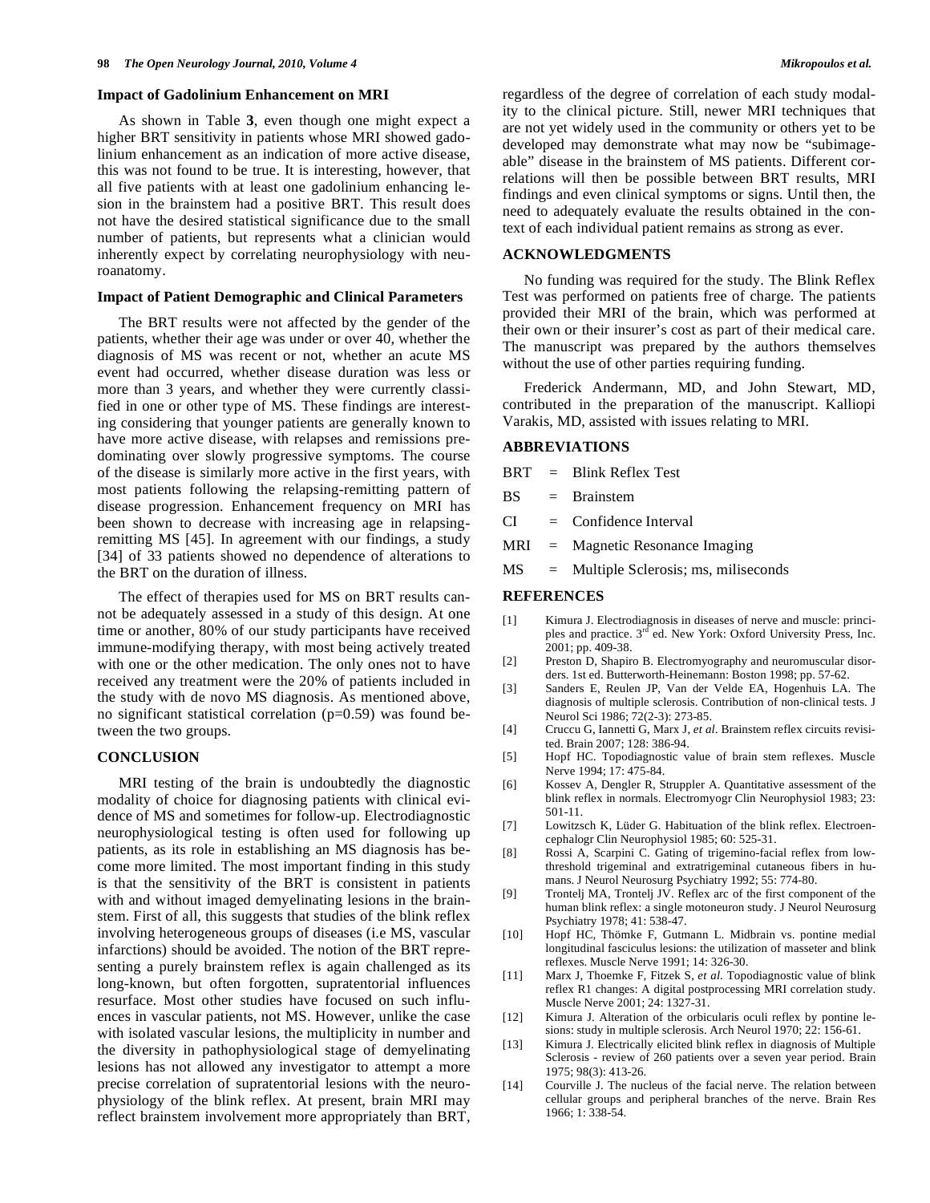### Impact of Gadolinium Enhancement on MRI

As shown in Table **3**, even though one might expect a higher BRT sensitivity in patients whose MRI showed gadolinium enhancement as an indication of more active disease, this was not found to be true. It is interesting, however, that all five patients with at least one gadolinium enhancing lesion in the brainstem had a positive BRT. This result does not have the desired statistical significance due to the small number of patients, but represents what a clinician would inherently expect by correlating neurophysiology with neuroanatomy.

### Impact of Patient Demographic and Clinical Parameters

The BRT results were not affected by the gender of the patients, whether their age was under or over 40, whether the diagnosis of MS was recent or not, whether an acute MS event had occurred, whether disease duration was less or more than 3 years, and whether they were currently classified in one or other type of MS. These findings are interesting considering that younger patients are generally known to have more active disease, with relapses and remissions predominating over slowly progressive symptoms. The course of the disease is similarly more active in the first years, with most patients following the relapsing-remitting pattern of disease progression. Enhancement frequency on MRI has been shown to decrease with increasing age in relapsing-remitting MS [45]. In agreement with our findings, a study [34] of 33 patients showed no dependence of alterations to the BRT on the duration of illness.

The effect of therapies used for MS on BRT results cannot be adequately assessed in a study of this design. At one time or another, 80% of our study participants have received immune-modifying therapy, with most being actively treated with one or the other medication. The only ones not to have received any treatment were the 20% of patients included in the study with de novo MS diagnosis. As mentioned above, no significant statistical correlation ($p=0.59$) was found between the two groups.

## CONCLUSION

MRI testing of the brain is undoubtedly the diagnostic modality of choice for diagnosing patients with clinical evidence of MS and sometimes for follow-up. Electrodiagnostic neurophysiological testing is often used for following up patients, as its role in establishing an MS diagnosis has become more limited. The most important finding in this study is that the sensitivity of the BRT is consistent in patients with and without imaged demyelinating lesions in the brainstem. First of all, this suggests that studies of the blink reflex involving heterogeneous groups of diseases (i.e MS, vascular infarctions) should be avoided. The notion of the BRT representing a purely brainstem reflex is again challenged as its long-known, but often forgotten, supratentorial influences resurface. Most other studies have focused on such influences in vascular patients, not MS. However, unlike the case with isolated vascular lesions, the multiplicity in number and the diversity in pathophysiological stage of demyelinating lesions has not allowed any investigator to attempt a more precise correlation of supratentorial lesions with the neurophysiology of the blink reflex. At present, brain MRI may reflect brainstem involvement more appropriately than BRT, regardless of the degree of correlation of each study modality to the clinical picture. Still, newer MRI techniques that are not yet widely used in the community or others yet to be developed may demonstrate what may now be "subimageable" disease in the brainstem of MS patients. Different correlations will then be possible between BRT results, MRI findings and even clinical symptoms or signs. Until then, the need to adequately evaluate the results obtained in the context of each individual patient remains as strong as ever.

## ACKNOWLEDGMENTS

No funding was required for the study. The Blink Reflex Test was performed on patients free of charge. The patients provided their MRI of the brain, which was performed at their own or their insurer's cost as part of their medical care. The manuscript was prepared by the authors themselves without the use of other parties requiring funding.

Frederick Andermann, MD, and John Stewart, MD, contributed in the preparation of the manuscript. Kalliopi Varakis, MD, assisted with issues relating to MRI.

## ABBREVIATIONS

BRT = Blink Reflex Test

BS = Brainstem

CI = Confidence Interval

MRI = Magnetic Resonance Imaging

MS = Multiple Sclerosis; ms, miliseconds

## REFERENCES

[1] Kimura J. Electrodiagnosis in diseases of nerve and muscle: principles and practice. 3rd ed. New York: Oxford University Press, Inc. 2001; pp. 409-38.

[2] Preston D, Shapiro B. Electromyography and neuromuscular disorders. 1st ed. Butterworth-Heinemann: Boston 1998; pp. 57-62.

[3] Sanders E, Reulen JP, Van der Velde EA, Hogenhuis LA. The diagnosis of multiple sclerosis. Contribution of non-clinical tests. J Neurol Sci 1986; 72(2-3): 273-85.

[4] Cruccu G, Iannetti G, Marx J, *et al*. Brainstem reflex circuits revisited. Brain 2007; 128: 386-94.

[5] Hopf HC. Topodiagnostic value of brain stem reflexes. Muscle Nerve 1994; 17: 475-84.

[6] Kossev A, Dengler R, Struppler A. Quantitative assessment of the blink reflex in normals. Electromyogr Clin Neurophysiol 1983; 23: 501-11.

[7] Lowitzsch K, Lüder G. Habituation of the blink reflex. Electroencephalogr Clin Neurophysiol 1985; 60: 525-31.

[8] Rossi A, Scarpini C. Gating of trigemino-facial reflex from low-threshold trigeminal and extratrigeminal cutaneous fibers in humans. J Neurol Neurosurg Psychiatry 1992; 55: 774-80.

[9] Trontelj MA, Trontelj JV. Reflex arc of the first component of the human blink reflex: a single motoneuron study. J Neurol Neurosurg Psychiatry 1978; 41: 538-47.

[10] Hopf HC, Thömke F, Gutmann L. Midbrain vs. pontine medial longitudinal fasciculus lesions: the utilization of masseter and blink reflexes. Muscle Nerve 1991; 14: 326-30.

[11] Marx J, Thoemke F, Fitzek S, *et al.* Topodiagnostic value of blink reflex R1 changes: A digital postprocessing MRI correlation study. Muscle Nerve 2001; 24: 1327-31.

[12] Kimura J. Alteration of the orbicularis oculi reflex by pontine lesions: study in multiple sclerosis. Arch Neurol 1970; 22: 156-61.

[13] Kimura J. Electrically elicited blink reflex in diagnosis of Multiple Sclerosis - review of 260 patients over a seven year period. Brain 1975; 98(3): 413-26.

[14] Courville J. The nucleus of the facial nerve. The relation between cellular groups and peripheral branches of the nerve. Brain Res 1966; 1: 338-54.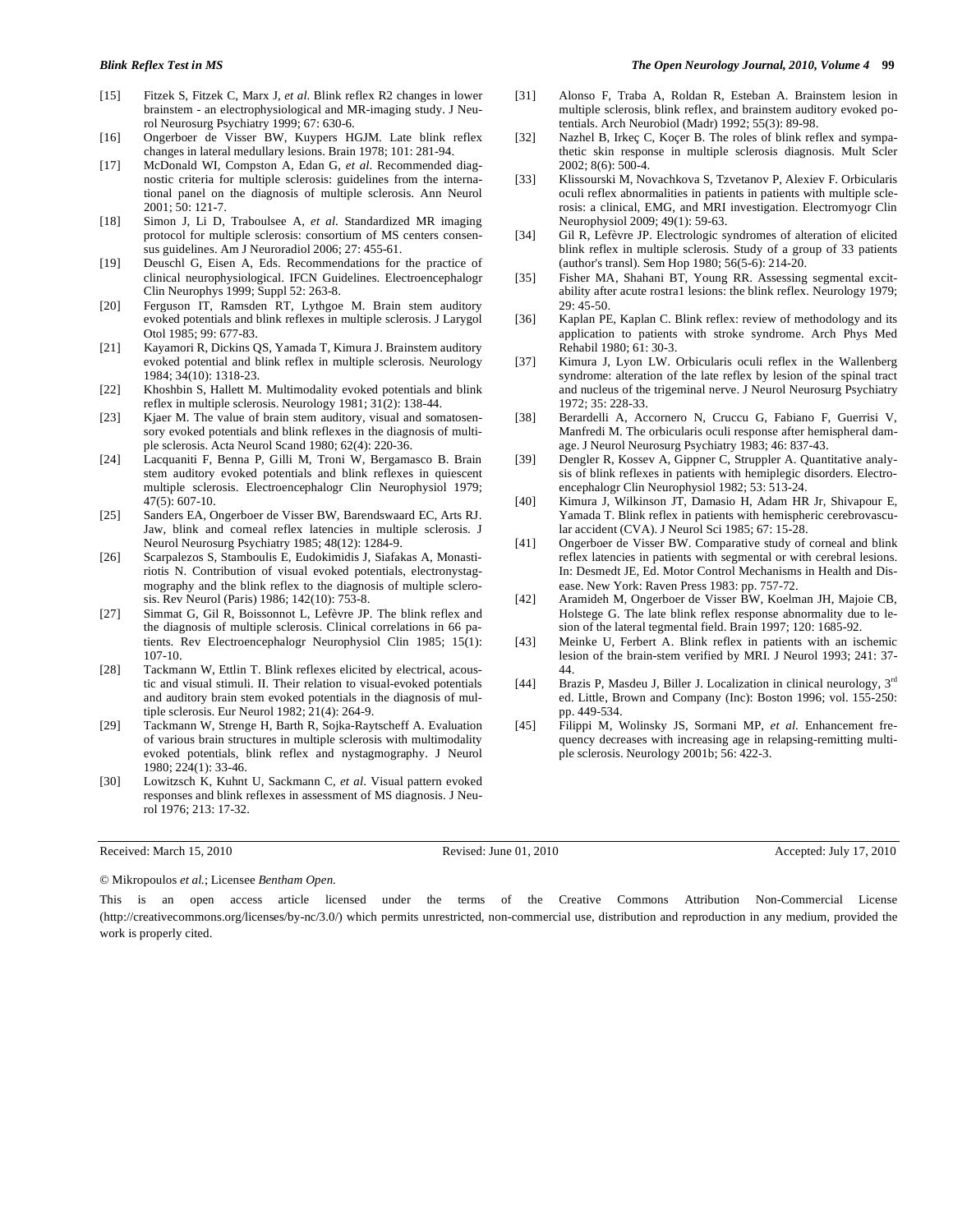[15] Fitzek S, Fitzek C, Marx J, *et al*. Blink reflex R2 changes in lower brainstem - an electrophysiological and MR-imaging study. J Neurol Neurosurg Psychiatry 1999; 67: 630-6.

[16] Ongerboer de Visser BW, Kuypers HGJM. Late blink reflex changes in lateral medullary lesions. Brain 1978; 101: 281-94.

[17] McDonald WI, Compston A, Edan G, *et al*. Recommended diagnostic criteria for multiple sclerosis: guidelines from the international panel on the diagnosis of multiple sclerosis. Ann Neurol 2001; 50: 121-7.

[18] Simon J, Li D, Traboulsee A, *et al*. Standardized MR imaging protocol for multiple sclerosis: consortium of MS centers consensus guidelines. Am J Neuroradiol 2006; 27: 455-61.

[19] Deuschl G, Eisen A, Eds. Recommendations for the practice of clinical neurophysiological. IFCN Guidelines. Electroencephalogr Clin Neurophys 1999; Suppl 52: 263-8.

[20] Ferguson IT, Ramsden RT, Lythgoe M. Brain stem auditory evoked potentials and blink reflexes in multiple sclerosis. J Larygol Otol 1985; 99: 677-83.

[21] Kayamori R, Dickins QS, Yamada T, Kimura J. Brainstem auditory evoked potential and blink reflex in multiple sclerosis. Neurology 1984; 34(10): 1318-23.

[22] Khoshbin S, Hallett M. Multimodality evoked potentials and blink reflex in multiple sclerosis. Neurology 1981; 31(2): 138-44.

[23] Kjaer M. The value of brain stem auditory, visual and somatosensory evoked potentials and blink reflexes in the diagnosis of multiple sclerosis. Acta Neurol Scand 1980; 62(4): 220-36.

[24] Lacquaniti F, Benna P, Gilli M, Troni W, Bergamasco B. Brain stem auditory evoked potentials and blink reflexes in quiescent multiple sclerosis. Electroencephalogr Clin Neurophysiol 1979; 47(5): 607-10.

[25] Sanders EA, Ongerboer de Visser BW, Barendswaard EC, Arts RJ. Jaw, blink and corneal reflex latencies in multiple sclerosis. J Neurol Neurosurg Psychiatry 1985; 48(12): 1284-9.

[26] Scarpalezos S, Stamboulis E, Eudokimidis J, Siafakas A, Monastiriotis N. Contribution of visual evoked potentials, electronystagmography and the blink reflex to the diagnosis of multiple sclerosis. Rev Neurol (Paris) 1986; 142(10): 753-8.

[27] Simmat G, Gil R, Boissonnot L, Lefèvre JP. The blink reflex and the diagnosis of multiple sclerosis. Clinical correlations in 66 patients. Rev Electroencephalogr Neurophysiol Clin 1985; 15(1): 107-10.

[28] Tackmann W, Ettlin T. Blink reflexes elicited by electrical, acoustic and visual stimuli. II. Their relation to visual-evoked potentials and auditory brain stem evoked potentials in the diagnosis of multiple sclerosis. Eur Neurol 1982; 21(4): 264-9.

[29] Tackmann W, Strenge H, Barth R, Sojka-Raytscheff A. Evaluation of various brain structures in multiple sclerosis with multimodality evoked potentials, blink reflex and nystagmography. J Neurol 1980; 224(1): 33-46.

[30] Lowitzsch K, Kuhnt U, Sackmann C, *et al*. Visual pattern evoked responses and blink reflexes in assessment of MS diagnosis. J Neurol 1976; 213: 17-32.

[31] Alonso F, Traba A, Roldan R, Esteban A. Brainstem lesion in multiple sclerosis, blink reflex, and brainstem auditory evoked potentials. Arch Neurobiol (Madr) 1992; 55(3): 89-98.

[32] Nazhel B, Irkeç C, Koçer B. The roles of blink reflex and sympathetic skin response in multiple sclerosis diagnosis. Mult Scler 2002; 8(6): 500-4.

[33] Klissourski M, Novachkova S, Tzvetanov P, Alexiev F. Orbicularis oculi reflex abnormalities in patients in patients with multiple sclerosis: a clinical, EMG, and MRI investigation. Electromyogr Clin Neurophysiol 2009; 49(1): 59-63.

[34] Gil R, Lefèvre JP. Electrologic syndromes of alteration of elicited blink reflex in multiple sclerosis. Study of a group of 33 patients (author's transl). Sem Hop 1980; 56(5-6): 214-20.

[35] Fisher MA, Shahani BT, Young RR. Assessing segmental excitability after acute rostra1 lesions: the blink reflex. Neurology 1979; 29: 45-50.

[36] Kaplan PE, Kaplan C. Blink reflex: review of methodology and its application to patients with stroke syndrome. Arch Phys Med Rehabil 1980; 61: 30-3.

[37] Kimura J, Lyon LW. Orbicularis oculi reflex in the Wallenberg syndrome: alteration of the late reflex by lesion of the spinal tract and nucleus of the trigeminal nerve. J Neurol Neurosurg Psychiatry 1972; 35: 228-33.

[38] Berardelli A, Accornero N, Cruccu G, Fabiano F, Guerrisi V, Manfredi M. The orbicularis oculi response after hemispheral damage. J Neurol Neurosurg Psychiatry 1983; 46: 837-43.

[39] Dengler R, Kossev A, Gippner C, Struppler A. Quantitative analysis of blink reflexes in patients with hemiplegic disorders. Electroencephalogr Clin Neurophysiol 1982; 53: 513-24.

[40] Kimura J, Wilkinson JT, Damasio H, Adam HR Jr, Shivapour E, Yamada T. Blink reflex in patients with hemispheric cerebrovascular accident (CVA). J Neurol Sci 1985; 67: 15-28.

[41] Ongerboer de Visser BW. Comparative study of corneal and blink reflex latencies in patients with segmental or with cerebral lesions. In: Desmedt JE, Ed. Motor Control Mechanisms in Health and Disease. New York: Raven Press 1983: pp. 757-72.

[42] Aramideh M, Ongerboer de Visser BW, Koelman JH, Majoie CB, Holstege G. The late blink reflex response abnormality due to lesion of the lateral tegmental field. Brain 1997; 120: 1685-92.

[43] Meinke U, Ferbert A. Blink reflex in patients with an ischemic lesion of the brain-stem verified by MRI. J Neurol 1993; 241: 37-44.

[44] Brazis P, Masdeu J, Biller J. Localization in clinical neurology, 3rd ed. Little, Brown and Company (Inc): Boston 1996; vol. 155-250: pp. 449-534.

[45] Filippi M, Wolinsky JS, Sormani MP, *et al*. Enhancement frequency decreases with increasing age in relapsing-remitting multiple sclerosis. Neurology 2001b; 56: 422-3.

Received: March 15, 2010 Revised: June 01, 2010 Accepted: July 17, 2010

© Mikropoulos *et al.*; Licensee *Bentham Open.*

This is an open access article licensed under the terms of the Creative Commons Attribution Non-Commercial License (http://creativecommons.org/licenses/by-nc/3.0/) which permits unrestricted, non-commercial use, distribution and reproduction in any medium, provided the work is properly cited.